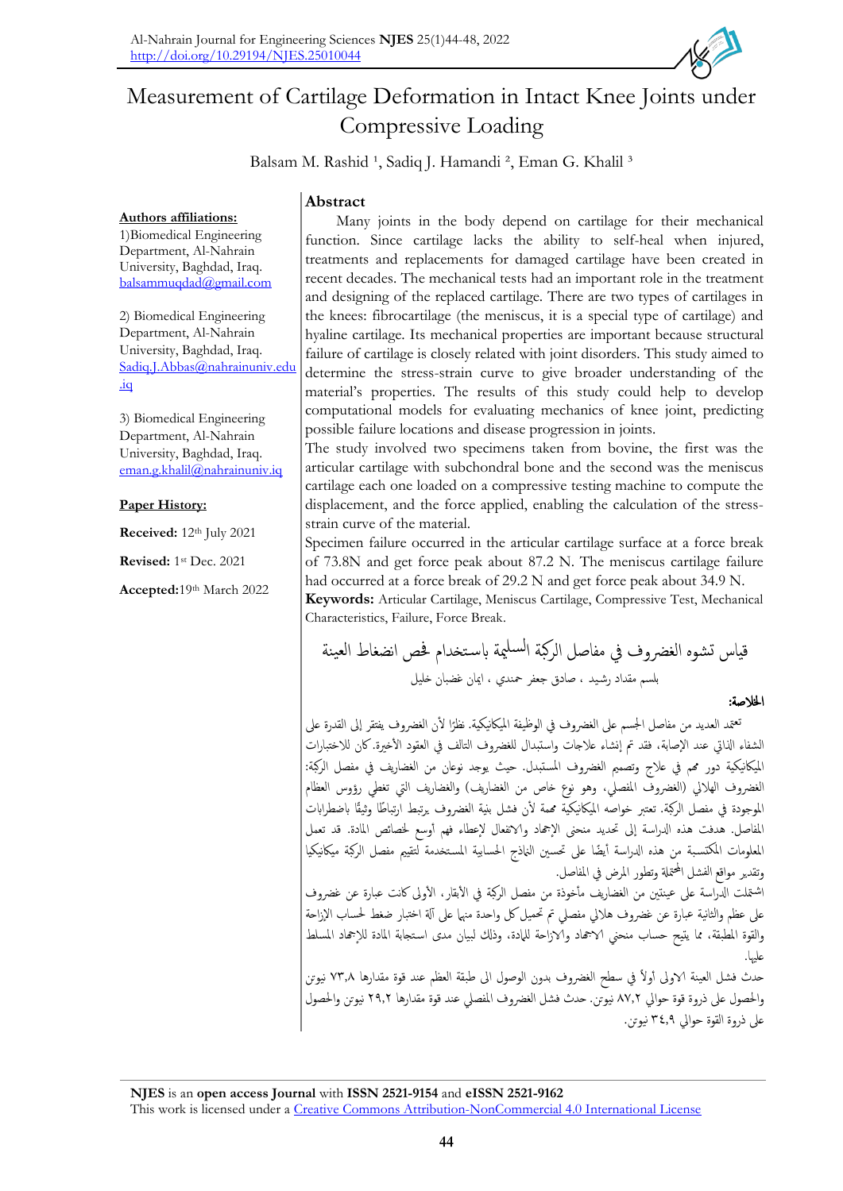# Measurement of Cartilage Deformation in Intact Knee Joints under Compressive Loading

Balsam M. Rashid [1], Sadiq J. Hamandi [2], Eman G. Khalil [3]

**Authors affiliations:**

1) Biomedical Engineering Department, Al-Nahrain University, Baghdad, Iraq.
balsammuqdad@gmail.com

2) Biomedical Engineering Department, Al-Nahrain University, Baghdad, Iraq.
Sadiq.J.Abbas@nahrainuniv.edu.iq

3) Biomedical Engineering Department, Al-Nahrain University, Baghdad, Iraq.
eman.g.khalil@nahrainuniv.iq

**Paper History:**

**Received:** 12th July 2021

**Revised:** 1st Dec. 2021

**Accepted:** 19th March 2022

## Abstract

Many joints in the body depend on cartilage for their mechanical function. Since cartilage lacks the ability to self-heal when injured, treatments and replacements for damaged cartilage have been created in recent decades. The mechanical tests had an important role in the treatment and designing of the replaced cartilage. There are two types of cartilages in the knees: fibrocartilage (the meniscus, it is a special type of cartilage) and hyaline cartilage. Its mechanical properties are important because structural failure of cartilage is closely related with joint disorders. This study aimed to determine the stress-strain curve to give broader understanding of the material's properties. The results of this study could help to develop computational models for evaluating mechanics of knee joint, predicting possible failure locations and disease progression in joints.

The study involved two specimens taken from bovine, the first was the articular cartilage with subchondral bone and the second was the meniscus cartilage each one loaded on a compressive testing machine to compute the displacement, and the force applied, enabling the calculation of the stress-strain curve of the material.

Specimen failure occurred in the articular cartilage surface at a force break of 73.8N and get force peak about 87.2 N. The meniscus cartilage failure had occurred at a force break of 29.2 N and get force peak about 34.9 N.

**Keywords:** Articular Cartilage, Meniscus Cartilage, Compressive Test, Mechanical Characteristics, Failure, Force Break.

# قياس تشوه الغضروف في مفاصل الركبة السليمة باستخدام فحص انضغاط العينة

بلسم مقداد رشيد ، صادق جعفر حمندي ، ايمان غضبان خليل

**الخلاصة:**

تعتمد العديد من مفاصل الجسم على الغضروف في الوظيفة الميكانيكية. نظرًا لأن الغضروف يفتقر إلى القدرة على الشفاء الذاتي عند الإصابة، فقد تم إنشاء علاجات واستبدال للغضروف التالف في العقود الأخيرة. كان للاختبارات الميكانيكية دور مهم في علاج وتصميم الغضروف المستبدل. حيث يوجد نوعان من الغضاريف في مفصل الركبة: الغضروف الهلالي (الغضروف المفصلي، وهو نوع خاص من الغضاريف) والغضاريف التي تغطي رؤوس العظام الموجودة في مفصل الركبة. تعتبر خواصه الميكانيكية مهمة لأن فشل بنية الغضروف يرتبط ارتباطًا وثيقًا باضطرابات المفاصل. هدفت هذه الدراسة إلى تحديد منحنى الإجهاد والانفعال لإعطاء فهم أوسع لخصائص المادة. قد تعمل المعلومات المكتسبة من هذه الدراسة أيضًا على تحسين النماذج الحسابية المستخدمة لتقييم مفصل الركبة ميكانيكيا وتقدير مواقع الفشل المحتملة وتطور المرض في المفاصل.

اشتملت الدراسة على عينتين من الغضاريف مأخوذة من مفصل الركبة في الأبقار، الأولى كانت عبارة عن غضروف على عظم والثانية عبارة عن غضروف هلالي مفصلي تم تحميل كل واحدة منها على آلة اختبار ضغط لحساب الإزاحة والقوة المطبقة، مما يتيح حساب منحنى الاجهاد والازاحة للمادة، وذلك لبيان مدى استجابة المادة للإجهاد المسلط عليها.

حدث فشل العينة الاولى أولاً في سطح الغضروف بدون الوصول الى طبقة العظم عند قوة مقدارها ٧٣,٨ نيوتن والحصول على ذروة قوة حوالي ٨٧,٢ نيوتن. حدث فشل الغضروف المفصلي عند قوة مقدارها ٢٩,٢ نيوتن والحصول على ذروة القوة حوالي ٣٤,٩ نيوتن.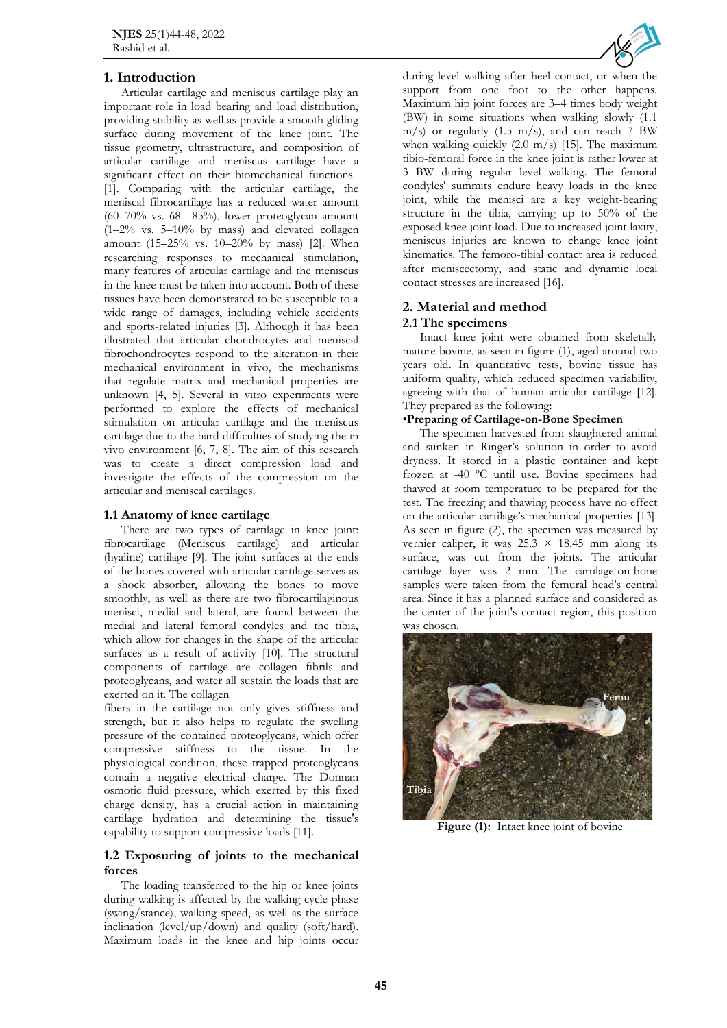## 1. Introduction

Articular cartilage and meniscus cartilage play an important role in load bearing and load distribution, providing stability as well as provide a smooth gliding surface during movement of the knee joint. The tissue geometry, ultrastructure, and composition of articular cartilage and meniscus cartilage have a significant effect on their biomechanical functions [1]. Comparing with the articular cartilage, the meniscal fibrocartilage has a reduced water amount (60–70% vs. 68– 85%), lower proteoglycan amount (1–2% vs. 5–10% by mass) and elevated collagen amount (15–25% vs. 10–20% by mass) [2]. When researching responses to mechanical stimulation, many features of articular cartilage and the meniscus in the knee must be taken into account. Both of these tissues have been demonstrated to be susceptible to a wide range of damages, including vehicle accidents and sports-related injuries [3]. Although it has been illustrated that articular chondrocytes and meniscal fibrochondrocytes respond to the alteration in their mechanical environment in vivo, the mechanisms that regulate matrix and mechanical properties are unknown [4, 5]. Several in vitro experiments were performed to explore the effects of mechanical stimulation on articular cartilage and the meniscus cartilage due to the hard difficulties of studying the in vivo environment [6, 7, 8]. The aim of this research was to create a direct compression load and investigate the effects of the compression on the articular and meniscal cartilages.

### 1.1 Anatomy of knee cartilage

There are two types of cartilage in knee joint: fibrocartilage (Meniscus cartilage) and articular (hyaline) cartilage [9]. The joint surfaces at the ends of the bones covered with articular cartilage serves as a shock absorber, allowing the bones to move smoothly, as well as there are two fibrocartilaginous menisci, medial and lateral, are found between the medial and lateral femoral condyles and the tibia, which allow for changes in the shape of the articular surfaces as a result of activity [10]. The structural components of cartilage are collagen fibrils and proteoglycans, and water all sustain the loads that are exerted on it. The collagen fibers in the cartilage not only gives stiffness and strength, but it also helps to regulate the swelling pressure of the contained proteoglycans, which offer compressive stiffness to the tissue. In the physiological condition, these trapped proteoglycans contain a negative electrical charge. The Donnan osmotic fluid pressure, which excerted by this fixed charge density, has a crucial action in maintaining cartilage hydration and determining the tissue's capability to support compressive loads [11].

### 1.2 Exposuring of joints to the mechanical forces

The loading transferred to the hip or knee joints during walking is affected by the walking cycle phase (swing/stance), walking speed, as well as the surface inclination (level/up/down) and quality (soft/hard). Maximum loads in the knee and hip joints occur during level walking after heel contact, or when the support from one foot to the other happens. Maximum hip joint forces are 3–4 times body weight (BW) in some situations when walking slowly (1.1 m/s) or regularly (1.5 m/s), and can reach 7 BW when walking quickly (2.0 m/s) [15]. The maximum tibio-femoral force in the knee joint is rather lower at 3 BW during regular level walking. The femoral condyles' summits endure heavy loads in the knee joint, while the menisci are a key weight-bearing structure in the tibia, carrying up to 50% of the exposed knee joint load. Due to increased joint laxity, meniscus injuries are known to change knee joint kinematics. The femoro-tibial contact area is reduced after meniscectomy, and static and dynamic local contact stresses are increased [16].

## 2. Material and method

### 2.1 The specimens

Intact knee joint were obtained from skeletally mature bovine, as seen in figure (1), aged around two years old. In quantitative tests, bovine tissue has uniform quality, which reduced specimen variability, agreeing with that of human articular cartilage [12]. They prepared as the following:

**•Preparing of Cartilage-on-Bone Specimen**

The specimen harvested from slaughtered animal and sunken in Ringer's solution in order to avoid dryness. It stored in a plastic container and kept frozen at -40 ºC until use. Bovine specimens had thawed at room temperature to be prepared for the test. The freezing and thawing process have no effect on the articular cartilage's mechanical properties [13]. As seen in figure (2), the specimen was measured by vernier caliper, it was 25.3 × 18.45 mm along its surface, was cut from the joints. The articular cartilage layer was 2 mm. The cartilage-on-bone samples were taken from the femural head's central area. Since it has a planned surface and considered as the center of the joint's contact region, this position was chosen.

**Figure (1):** Intact knee joint of bovine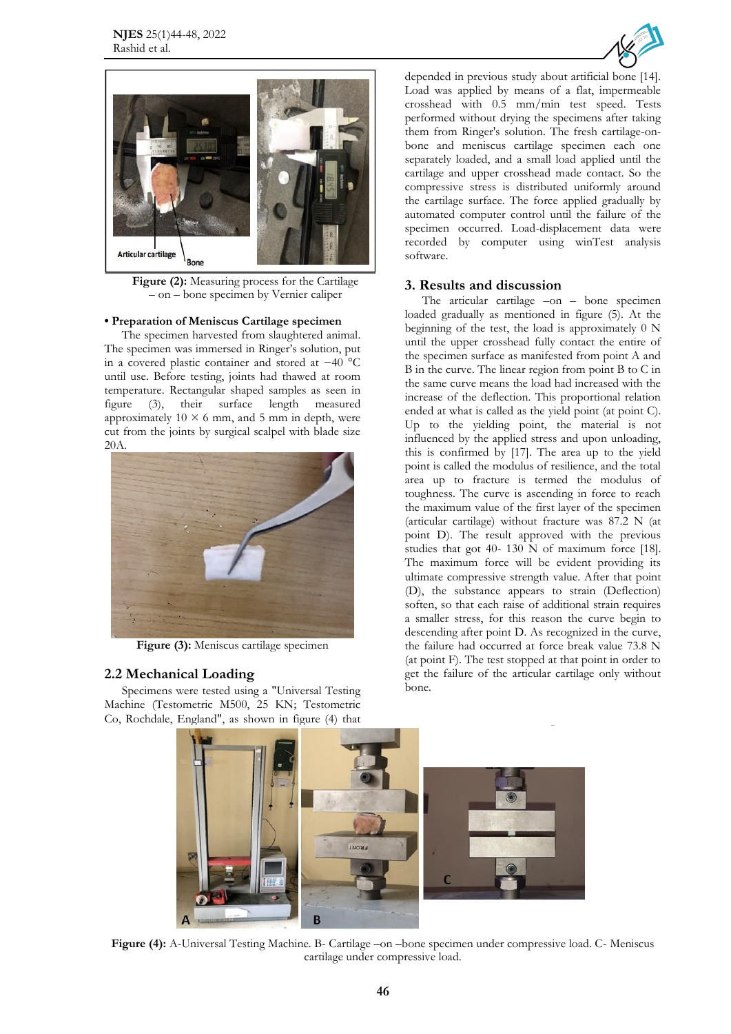Figure (2): Measuring process for the Cartilage – on – bone specimen by Vernier caliper

**• Preparation of Meniscus Cartilage specimen**

The specimen harvested from slaughtered animal. The specimen was immersed in Ringer's solution, put in a covered plastic container and stored at −40 °C until use. Before testing, joints had thawed at room temperature. Rectangular shaped samples as seen in figure (3), their surface length measured approximately 10 × 6 mm, and 5 mm in depth, were cut from the joints by surgical scalpel with blade size 20A.

Figure (3): Meniscus cartilage specimen

## 2.2 Mechanical Loading

Specimens were tested using a "Universal Testing Machine (Testometric M500, 25 KN; Testometric Co, Rochdale, England", as shown in figure (4) that depended in previous study about artificial bone [14]. Load was applied by means of a flat, impermeable crosshead with 0.5 mm/min test speed. Tests performed without drying the specimens after taking them from Ringer's solution. The fresh cartilage-on-bone and meniscus cartilage specimen each one separately loaded, and a small load applied until the cartilage and upper crosshead made contact. So the compressive stress is distributed uniformly around the cartilage surface. The force applied gradually by automated computer control until the failure of the specimen occurred. Load-displacement data were recorded by computer using winTest analysis software.

## 3. Results and discussion

The articular cartilage –on – bone specimen loaded gradually as mentioned in figure (5). At the beginning of the test, the load is approximately 0 N until the upper crosshead fully contact the entire of the specimen surface as manifested from point A and B in the curve. The linear region from point B to C in the same curve means the load had increased with the increase of the deflection. This proportional relation ended at what is called as the yield point (at point C). Up to the yielding point, the material is not influenced by the applied stress and upon unloading, this is confirmed by [17]. The area up to the yield point is called the modulus of resilience, and the total area up to fracture is termed the modulus of toughness. The curve is ascending in force to reach the maximum value of the first layer of the specimen (articular cartilage) without fracture was 87.2 N (at point D). The result approved with the previous studies that got 40- 130 N of maximum force [18]. The maximum force will be evident providing its ultimate compressive strength value. After that point (D), the substance appears to strain (Deflection) soften, so that each raise of additional strain requires a smaller stress, for this reason the curve begin to descending after point D. As recognized in the curve, the failure had occurred at force break value 73.8 N (at point F). The test stopped at that point in order to get the failure of the articular cartilage only without bone.

Figure (4): A-Universal Testing Machine. B- Cartilage –on –bone specimen under compressive load. C- Meniscus cartilage under compressive load.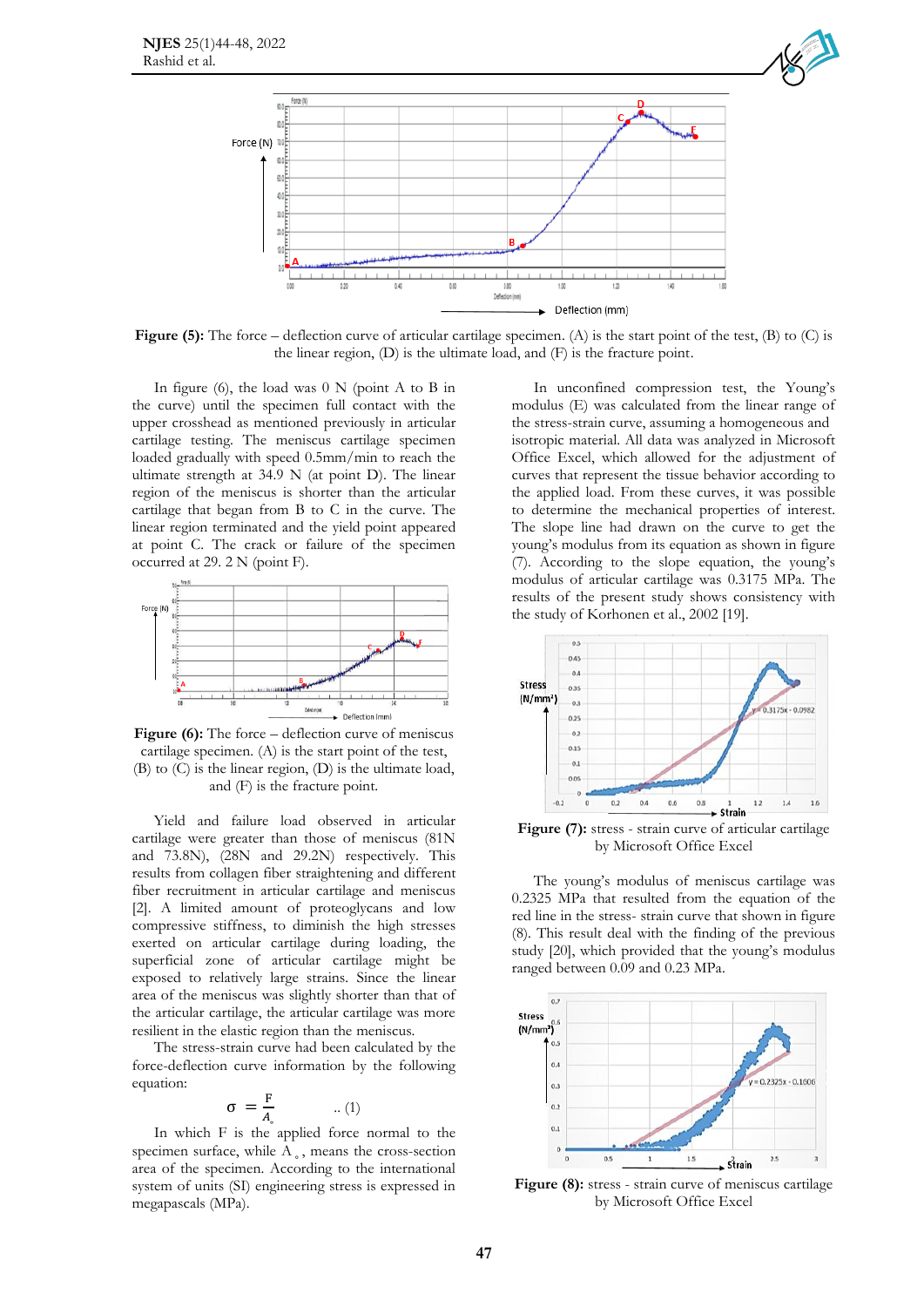**Figure (5):** The force – deflection curve of articular cartilage specimen. (A) is the start point of the test, (B) to (C) is the linear region, (D) is the ultimate load, and (F) is the fracture point.

In figure (6), the load was 0 N (point A to B in the curve) until the specimen full contact with the upper crosshead as mentioned previously in articular cartilage testing. The meniscus cartilage specimen loaded gradually with speed 0.5mm/min to reach the ultimate strength at 34.9 N (at point D). The linear region of the meniscus is shorter than the articular cartilage that began from B to C in the curve. The linear region terminated and the yield point appeared at point C. The crack or failure of the specimen occurred at 29. 2 N (point F).

**Figure (6):** The force – deflection curve of meniscus cartilage specimen. (A) is the start point of the test, (B) to (C) is the linear region, (D) is the ultimate load, and (F) is the fracture point.

Yield and failure load observed in articular cartilage were greater than those of meniscus (81N and 73.8N), (28N and 29.2N) respectively. This results from collagen fiber straightening and different fiber recruitment in articular cartilage and meniscus [2]. A limited amount of proteoglycans and low compressive stiffness, to diminish the high stresses exerted on articular cartilage during loading, the superficial zone of articular cartilage might be exposed to relatively large strains. Since the linear area of the meniscus was slightly shorter than that of the articular cartilage, the articular cartilage was more resilient in the elastic region than the meniscus.

The stress-strain curve had been calculated by the force-deflection curve information by the following equation:

$$\sigma = \frac{F}{A_{\circ}} \qquad .. (1)$$

In which F is the applied force normal to the specimen surface, while $A_{\circ}$, means the cross-section area of the specimen. According to the international system of units (SI) engineering stress is expressed in megapascals (MPa).

In unconfined compression test, the Young's modulus (E) was calculated from the linear range of the stress-strain curve, assuming a homogeneous and isotropic material. All data was analyzed in Microsoft Office Excel, which allowed for the adjustment of curves that represent the tissue behavior according to the applied load. From these curves, it was possible to determine the mechanical properties of interest. The slope line had drawn on the curve to get the young's modulus from its equation as shown in figure (7). According to the slope equation, the young's modulus of articular cartilage was 0.3175 MPa. The results of the present study shows consistency with the study of Korhonen et al., 2002 [19].

**Figure (7):** stress - strain curve of articular cartilage by Microsoft Office Excel

The young's modulus of meniscus cartilage was 0.2325 MPa that resulted from the equation of the red line in the stress- strain curve that shown in figure (8). This result deal with the finding of the previous study [20], which provided that the young's modulus ranged between 0.09 and 0.23 MPa.

**Figure (8):** stress - strain curve of meniscus cartilage by Microsoft Office Excel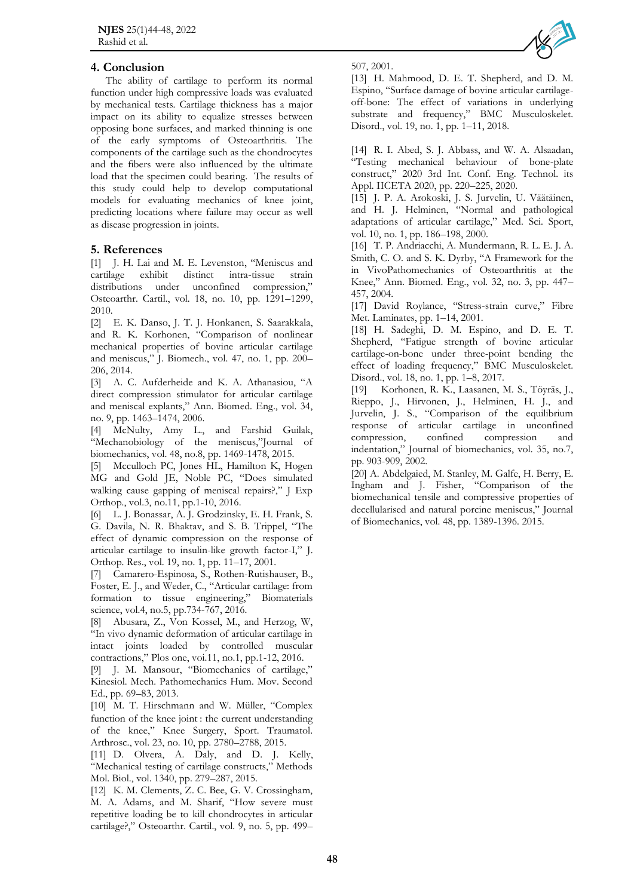## 4. Conclusion

The ability of cartilage to perform its normal function under high compressive loads was evaluated by mechanical tests. Cartilage thickness has a major impact on its ability to equalize stresses between opposing bone surfaces, and marked thinning is one of the early symptoms of Osteoarthritis. The components of the cartilage such as the chondrocytes and the fibers were also influenced by the ultimate load that the specimen could bearing. The results of this study could help to develop computational models for evaluating mechanics of knee joint, predicting locations where failure may occur as well as disease progression in joints.

## 5. References

[1] J. H. Lai and M. E. Levenston, "Meniscus and cartilage exhibit distinct intra-tissue strain distributions under unconfined compression," Osteoarthr. Cartil., vol. 18, no. 10, pp. 1291–1299, 2010.

[2] E. K. Danso, J. T. J. Honkanen, S. Saarakkala, and R. K. Korhonen, "Comparison of nonlinear mechanical properties of bovine articular cartilage and meniscus," J. Biomech., vol. 47, no. 1, pp. 200–206, 2014.

[3] A. C. Aufderheide and K. A. Athanasiou, "A direct compression stimulator for articular cartilage and meniscal explants," Ann. Biomed. Eng., vol. 34, no. 9, pp. 1463–1474, 2006.

[4] McNulty, Amy L., and Farshid Guilak, "Mechanobiology of the meniscus,"Journal of biomechanics, vol. 48, no.8, pp. 1469-1478, 2015.

[5] Mcculloch PC, Jones HL, Hamilton K, Hogen MG and Gold JE, Noble PC, "Does simulated walking cause gapping of meniscal repairs?," J Exp Orthop., vol.3, no.11, pp.1-10, 2016.

[6] L. J. Bonassar, A. J. Grodzinsky, E. H. Frank, S. G. Davila, N. R. Bhaktav, and S. B. Trippel, "The effect of dynamic compression on the response of articular cartilage to insulin-like growth factor-I," J. Orthop. Res., vol. 19, no. 1, pp. 11–17, 2001.

[7] Camarero-Espinosa, S., Rothen-Rutishauser, B., Foster, E. J., and Weder, C., "Articular cartilage: from formation to tissue engineering," Biomaterials science, vol.4, no.5, pp.734-767, 2016.

[8] Abusara, Z., Von Kossel, M., and Herzog, W, "In vivo dynamic deformation of articular cartilage in intact joints loaded by controlled muscular contractions," Plos one, voi.11, no.1, pp.1-12, 2016.

[9] J. M. Mansour, "Biomechanics of cartilage," Kinesiol. Mech. Pathomechanics Hum. Mov. Second Ed., pp. 69–83, 2013.

[10] M. T. Hirschmann and W. Müller, "Complex function of the knee joint : the current understanding of the knee," Knee Surgery, Sport. Traumatol. Arthrosc., vol. 23, no. 10, pp. 2780–2788, 2015.

[11] D. Olvera, A. Daly, and D. J. Kelly, "Mechanical testing of cartilage constructs," Methods Mol. Biol., vol. 1340, pp. 279–287, 2015.

[12] K. M. Clements, Z. C. Bee, G. V. Crossingham, M. A. Adams, and M. Sharif, "How severe must repetitive loading be to kill chondrocytes in articular cartilage?," Osteoarthr. Cartil., vol. 9, no. 5, pp. 499–507, 2001.

[13] H. Mahmood, D. E. T. Shepherd, and D. M. Espino, "Surface damage of bovine articular cartilage-off-bone: The effect of variations in underlying substrate and frequency," BMC Musculoskelet. Disord., vol. 19, no. 1, pp. 1–11, 2018.

[14] R. I. Abed, S. J. Abbass, and W. A. Alsaadan, "Testing mechanical behaviour of bone-plate construct," 2020 3rd Int. Conf. Eng. Technol. its Appl. IICETA 2020, pp. 220–225, 2020.

[15] J. P. A. Arokoski, J. S. Jurvelin, U. Väätäinen, and H. J. Helminen, "Normal and pathological adaptations of articular cartilage," Med. Sci. Sport, vol. 10, no. 1, pp. 186–198, 2000.

[16] T. P. Andriacchi, A. Mundermann, R. L. E. J. A. Smith, C. O. and S. K. Dyrby, "A Framework for the in VivoPathomechanics of Osteoarthritis at the Knee," Ann. Biomed. Eng., vol. 32, no. 3, pp. 447–457, 2004.

[17] David Roylance, "Stress-strain curve," Fibre Met. Laminates, pp. 1–14, 2001.

[18] H. Sadeghi, D. M. Espino, and D. E. T. Shepherd, "Fatigue strength of bovine articular cartilage-on-bone under three-point bending the effect of loading frequency," BMC Musculoskelet. Disord., vol. 18, no. 1, pp. 1–8, 2017.

[19] Korhonen, R. K., Laasanen, M. S., Töyräs, J., Rieppo, J., Hirvonen, J., Helminen, H. J., and Jurvelin, J. S., "Comparison of the equilibrium response of articular cartilage in unconfined compression, confined compression and indentation," Journal of biomechanics, vol. 35, no.7, pp. 903-909, 2002.

[20] A. Abdelgaied, M. Stanley, M. Galfe, H. Berry, E. Ingham and J. Fisher, "Comparison of the biomechanical tensile and compressive properties of decellularised and natural porcine meniscus," Journal of Biomechanics, vol. 48, pp. 1389-1396. 2015.